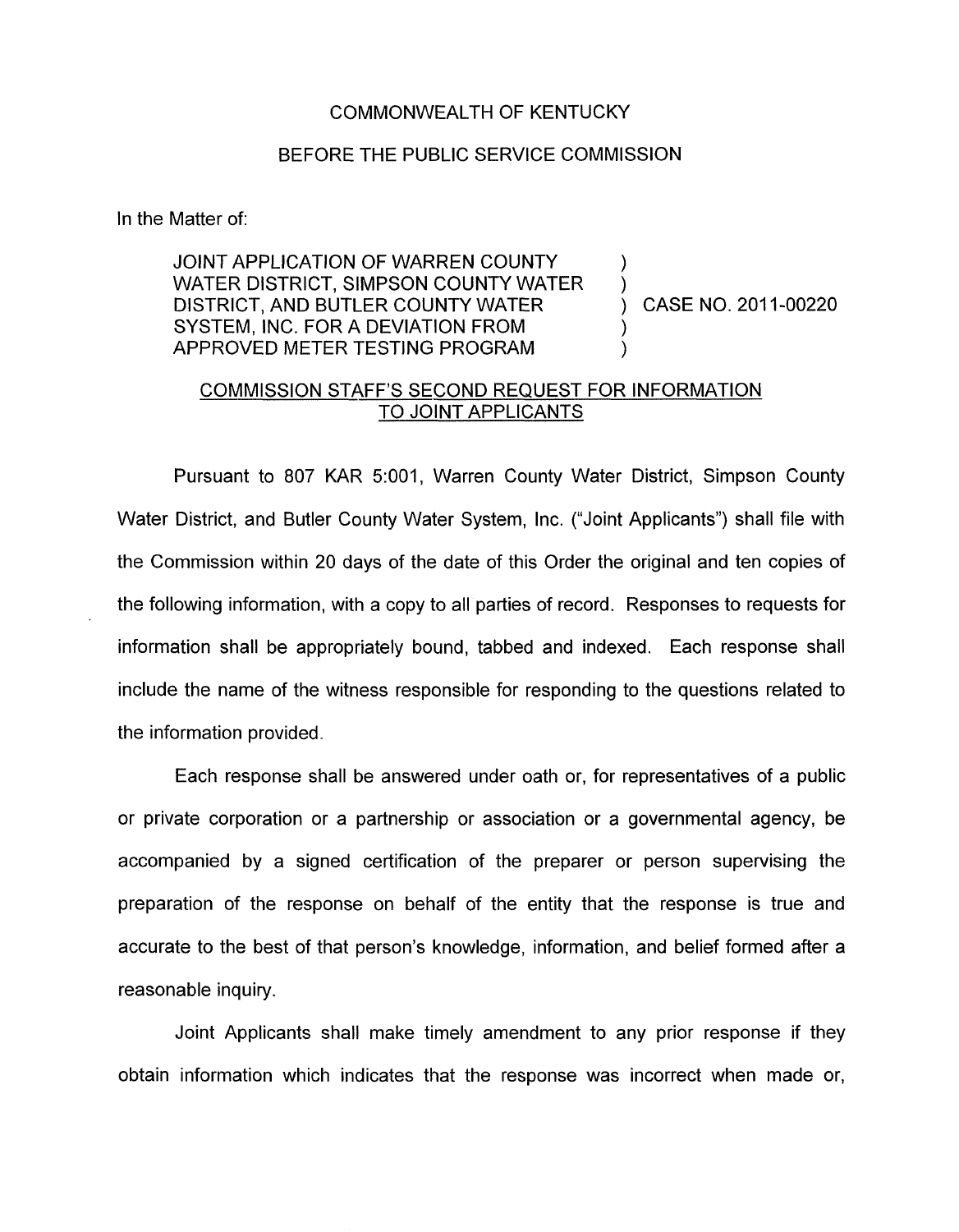COMMONWEALTH OF KENTUCKY

BEFORE THE PUBLIC SERVICE COMMISSION

In the Matter of:

| | | |
|---|---|---|
| JOINT APPLICATION OF WARREN COUNTY WATER DISTRICT, SIMPSON COUNTY WATER DISTRICT, AND BUTLER COUNTY WATER SYSTEM, INC. FOR A DEVIATION FROM APPROVED METER TESTING PROGRAM | ) ) ) ) ) | CASE NO. 2011-00220 |

## COMMISSION STAFF'S SECOND REQUEST FOR INFORMATION TO JOINT APPLICANTS

Pursuant to 807 KAR 5:001, Warren County Water District, Simpson County Water District, and Butler County Water System, Inc. ("Joint Applicants") shall file with the Commission within 20 days of the date of this Order the original and ten copies of the following information, with a copy to all parties of record. Responses to requests for information shall be appropriately bound, tabbed and indexed. Each response shall include the name of the witness responsible for responding to the questions related to the information provided.

Each response shall be answered under oath or, for representatives of a public or private corporation or a partnership or association or a governmental agency, be accompanied by a signed certification of the preparer or person supervising the preparation of the response on behalf of the entity that the response is true and accurate to the best of that person's knowledge, information, and belief formed after a reasonable inquiry.

Joint Applicants shall make timely amendment to any prior response if they obtain information which indicates that the response was incorrect when made or,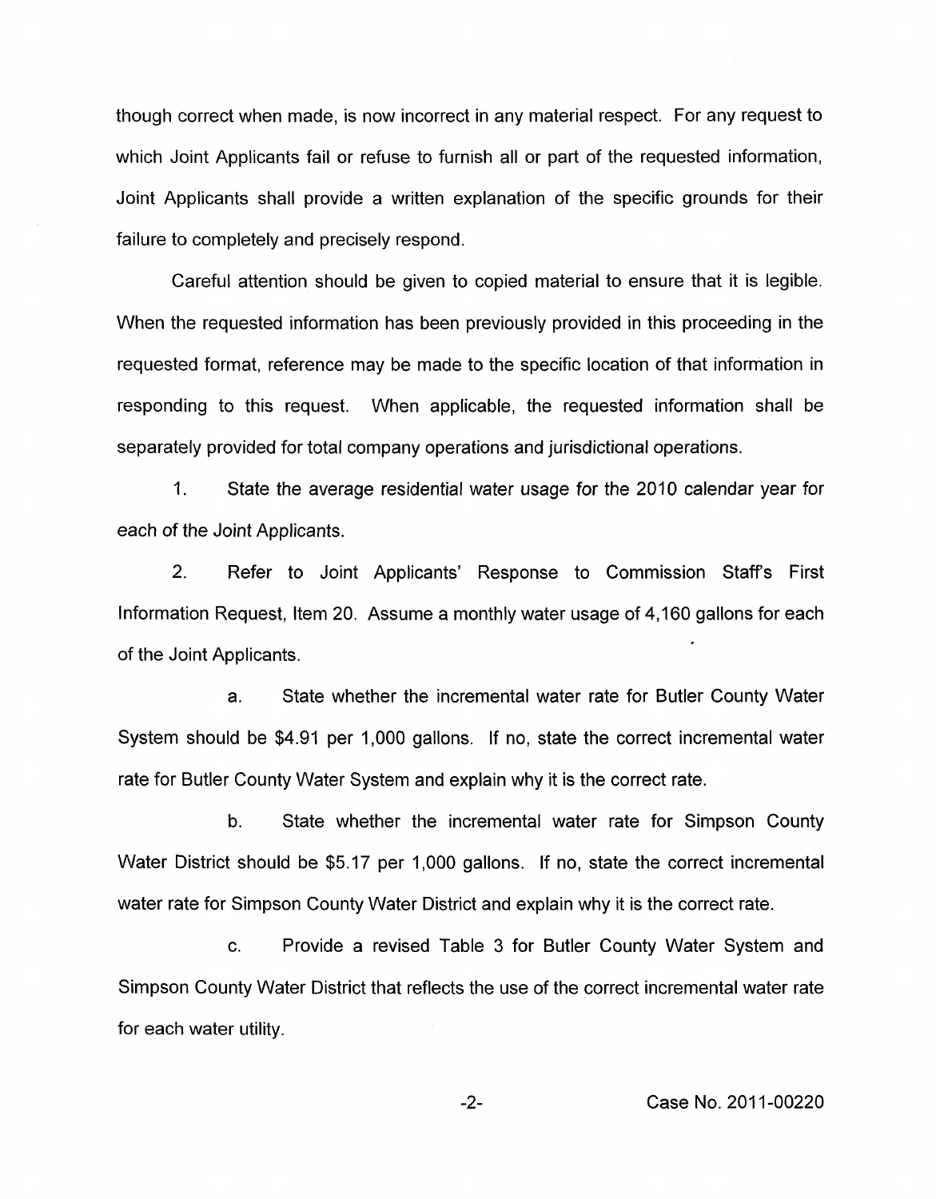though correct when made, is now incorrect in any material respect. For any request to which Joint Applicants fail or refuse to furnish all or part of the requested information, Joint Applicants shall provide a written explanation of the specific grounds for their failure to completely and precisely respond.

Careful attention should be given to copied material to ensure that it is legible. When the requested information has been previously provided in this proceeding in the requested format, reference may be made to the specific location of that information in responding to this request. When applicable, the requested information shall be separately provided for total company operations and jurisdictional operations.

1. State the average residential water usage for the 2010 calendar year for each of the Joint Applicants.

2. Refer to Joint Applicants' Response to Commission Staff's First Information Request, Item 20. Assume a monthly water usage of 4,160 gallons for each of the Joint Applicants.

   a. State whether the incremental water rate for Butler County Water System should be $4.91 per 1,000 gallons. If no, state the correct incremental water rate for Butler County Water System and explain why it is the correct rate.

   b. State whether the incremental water rate for Simpson County Water District should be $5.17 per 1,000 gallons. If no, state the correct incremental water rate for Simpson County Water District and explain why it is the correct rate.

   c. Provide a revised Table 3 for Butler County Water System and Simpson County Water District that reflects the use of the correct incremental water rate for each water utility.

Case No. 2011-00220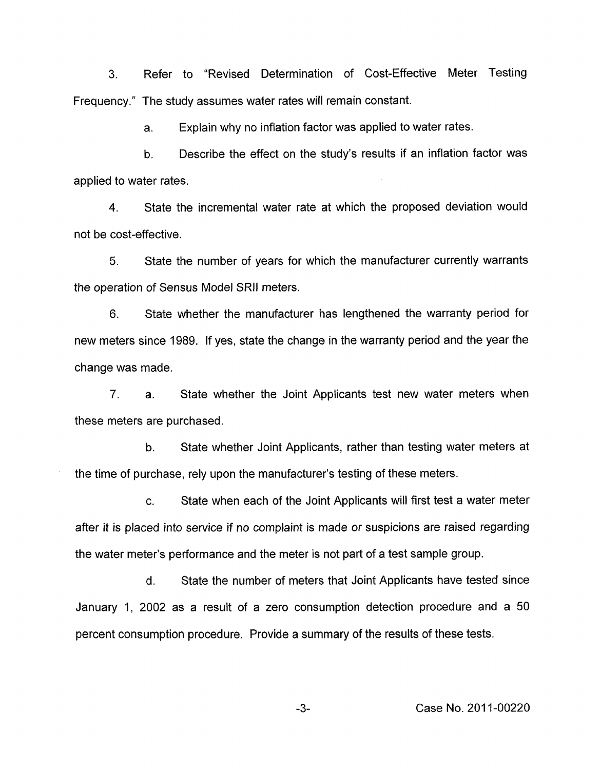3. Refer to "Revised Determination of Cost-Effective Meter Testing Frequency." The study assumes water rates will remain constant.

   a. Explain why no inflation factor was applied to water rates.

   b. Describe the effect on the study's results if an inflation factor was applied to water rates.

4. State the incremental water rate at which the proposed deviation would not be cost-effective.

5. State the number of years for which the manufacturer currently warrants the operation of Sensus Model SRII meters.

6. State whether the manufacturer has lengthened the warranty period for new meters since 1989. If yes, state the change in the warranty period and the year the change was made.

7. a. State whether the Joint Applicants test new water meters when these meters are purchased.

   b. State whether Joint Applicants, rather than testing water meters at the time of purchase, rely upon the manufacturer's testing of these meters.

   c. State when each of the Joint Applicants will first test a water meter after it is placed into service if no complaint is made or suspicions are raised regarding the water meter's performance and the meter is not part of a test sample group.

   d. State the number of meters that Joint Applicants have tested since January 1, 2002 as a result of a zero consumption detection procedure and a 50 percent consumption procedure. Provide a summary of the results of these tests.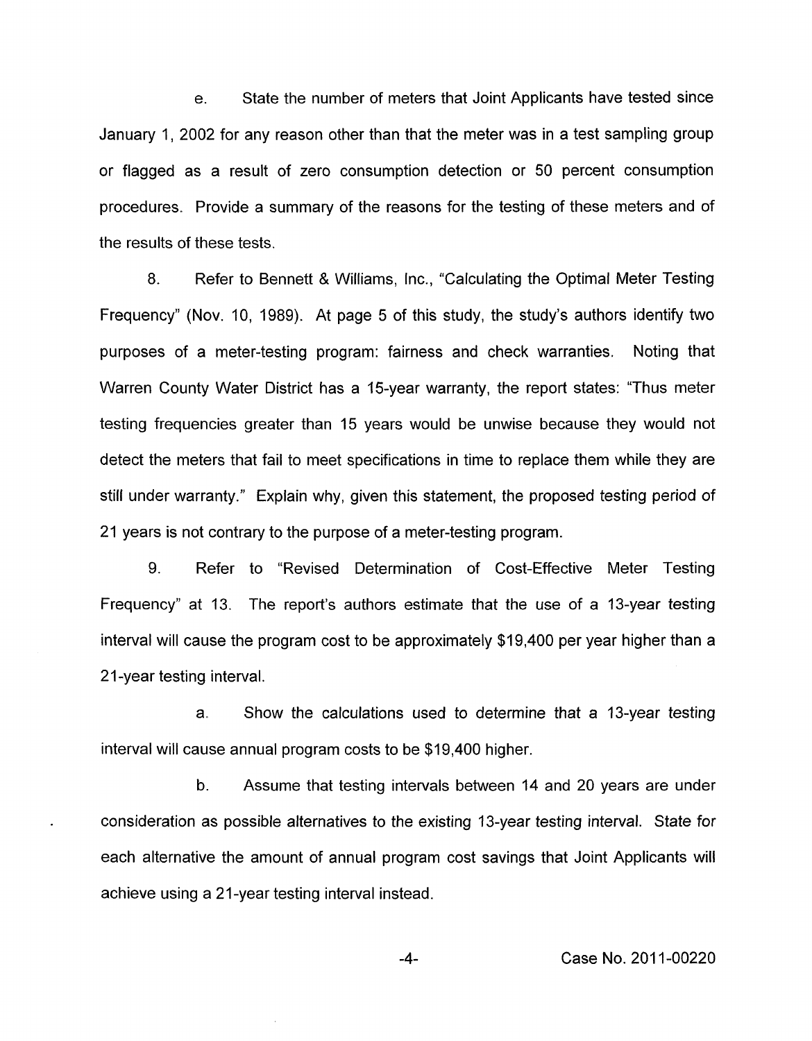e. State the number of meters that Joint Applicants have tested since January 1, 2002 for any reason other than that the meter was in a test sampling group or flagged as a result of zero consumption detection or 50 percent consumption procedures. Provide a summary of the reasons for the testing of these meters and of the results of these tests.

8. Refer to Bennett & Williams, Inc., "Calculating the Optimal Meter Testing Frequency" (Nov. 10, 1989). At page 5 of this study, the study's authors identify two purposes of a meter-testing program: fairness and check warranties. Noting that Warren County Water District has a 15-year warranty, the report states: "Thus meter testing frequencies greater than 15 years would be unwise because they would not detect the meters that fail to meet specifications in time to replace them while they are still under warranty." Explain why, given this statement, the proposed testing period of 21 years is not contrary to the purpose of a meter-testing program.

9. Refer to "Revised Determination of Cost-Effective Meter Testing Frequency" at 13. The report's authors estimate that the use of a 13-year testing interval will cause the program cost to be approximately $19,400 per year higher than a 21-year testing interval.

a. Show the calculations used to determine that a 13-year testing interval will cause annual program costs to be $19,400 higher.

b. Assume that testing intervals between 14 and 20 years are under consideration as possible alternatives to the existing 13-year testing interval. State for each alternative the amount of annual program cost savings that Joint Applicants will achieve using a 21-year testing interval instead.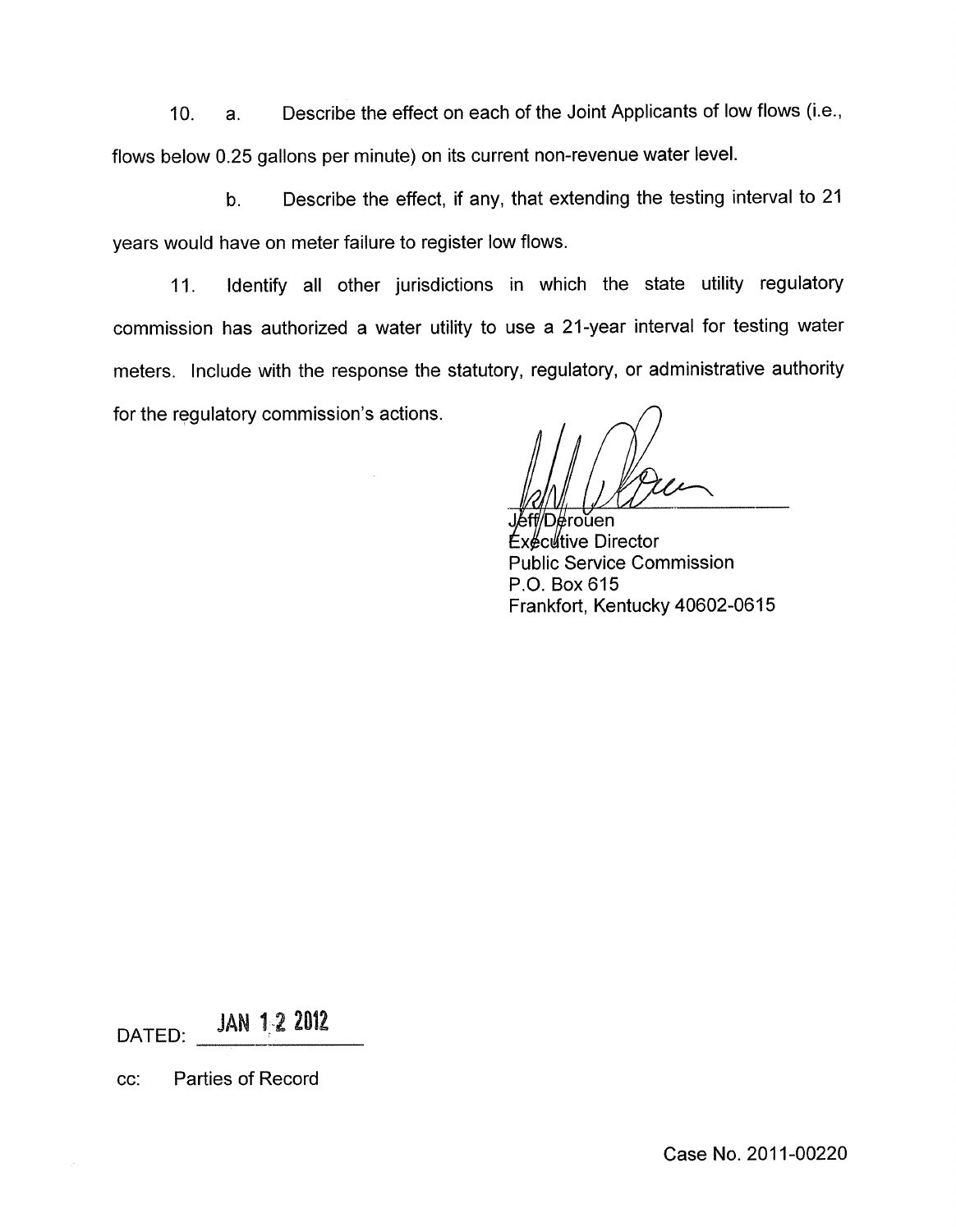10. a. Describe the effect on each of the Joint Applicants of low flows (i.e., flows below 0.25 gallons per minute) on its current non-revenue water level.

b. Describe the effect, if any, that extending the testing interval to 21 years would have on meter failure to register low flows.

11. Identify all other jurisdictions in which the state utility regulatory commission has authorized a water utility to use a 21-year interval for testing water meters. Include with the response the statutory, regulatory, or administrative authority for the regulatory commission's actions.

Jeff Derouen
Executive Director
Public Service Commission
P.O. Box 615
Frankfort, Kentucky 40602-0615

DATED: JAN 12 2012

cc: Parties of Record

Case No. 2011-00220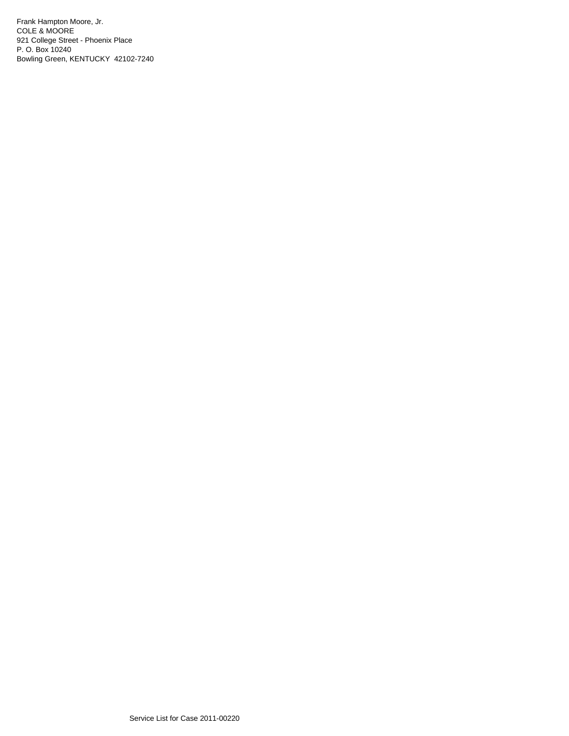Frank Hampton Moore, Jr.
COLE & MOORE
921 College Street - Phoenix Place
P. O. Box 10240
Bowling Green, KENTUCKY  42102-7240